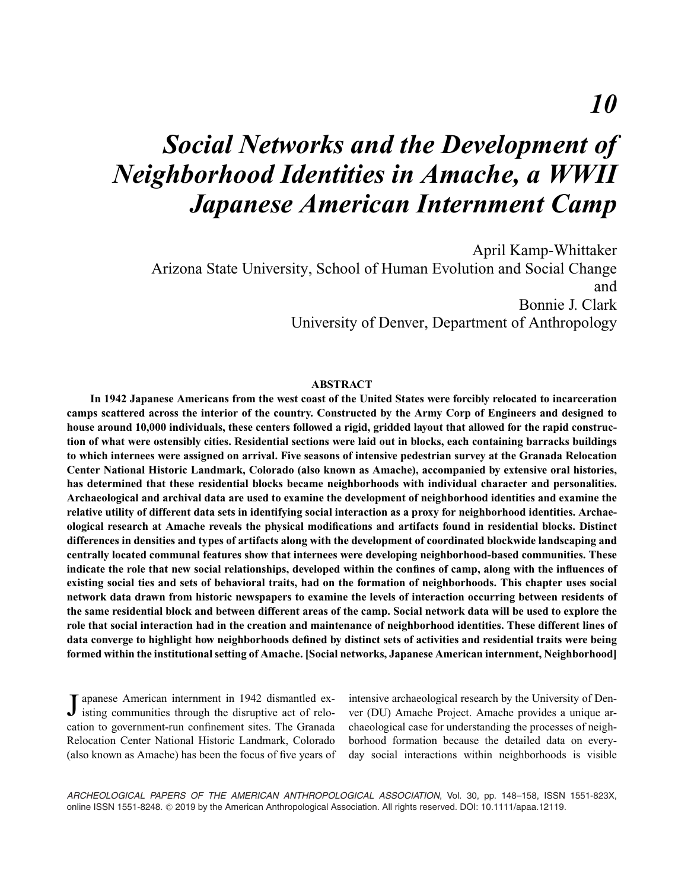# 10

# *Social Networks and the Development of Neighborhood Identities in Amache, a WWII Japanese American Internment Camp*

April Kamp-Whittaker
Arizona State University, School of Human Evolution and Social Change
and
Bonnie J. Clark
University of Denver, Department of Anthropology

**ABSTRACT**

**In 1942 Japanese Americans from the west coast of the United States were forcibly relocated to incarceration camps scattered across the interior of the country. Constructed by the Army Corp of Engineers and designed to house around 10,000 individuals, these centers followed a rigid, gridded layout that allowed for the rapid construction of what were ostensibly cities. Residential sections were laid out in blocks, each containing barracks buildings to which internees were assigned on arrival. Five seasons of intensive pedestrian survey at the Granada Relocation Center National Historic Landmark, Colorado (also known as Amache), accompanied by extensive oral histories, has determined that these residential blocks became neighborhoods with individual character and personalities. Archaeological and archival data are used to examine the development of neighborhood identities and examine the relative utility of different data sets in identifying social interaction as a proxy for neighborhood identities. Archaeological research at Amache reveals the physical modifications and artifacts found in residential blocks. Distinct differences in densities and types of artifacts along with the development of coordinated blockwide landscaping and centrally located communal features show that internees were developing neighborhood-based communities. These indicate the role that new social relationships, developed within the confines of camp, along with the influences of existing social ties and sets of behavioral traits, had on the formation of neighborhoods. This chapter uses social network data drawn from historic newspapers to examine the levels of interaction occurring between residents of the same residential block and between different areas of the camp. Social network data will be used to explore the role that social interaction had in the creation and maintenance of neighborhood identities. These different lines of data converge to highlight how neighborhoods defined by distinct sets of activities and residential traits were being formed within the institutional setting of Amache. [Social networks, Japanese American internment, Neighborhood]**

Japanese American internment in 1942 dismantled existing communities through the disruptive act of relocation to government-run confinement sites. The Granada Relocation Center National Historic Landmark, Colorado (also known as Amache) has been the focus of five years of intensive archaeological research by the University of Denver (DU) Amache Project. Amache provides a unique archaeological case for understanding the processes of neighborhood formation because the detailed data on everyday social interactions within neighborhoods is visible

*ARCHEOLOGICAL PAPERS OF THE AMERICAN ANTHROPOLOGICAL ASSOCIATION*, Vol. 30, pp. 148–158, ISSN 1551-823X, online ISSN 1551-8248. © 2019 by the American Anthropological Association. All rights reserved. DOI: 10.1111/apaa.12119.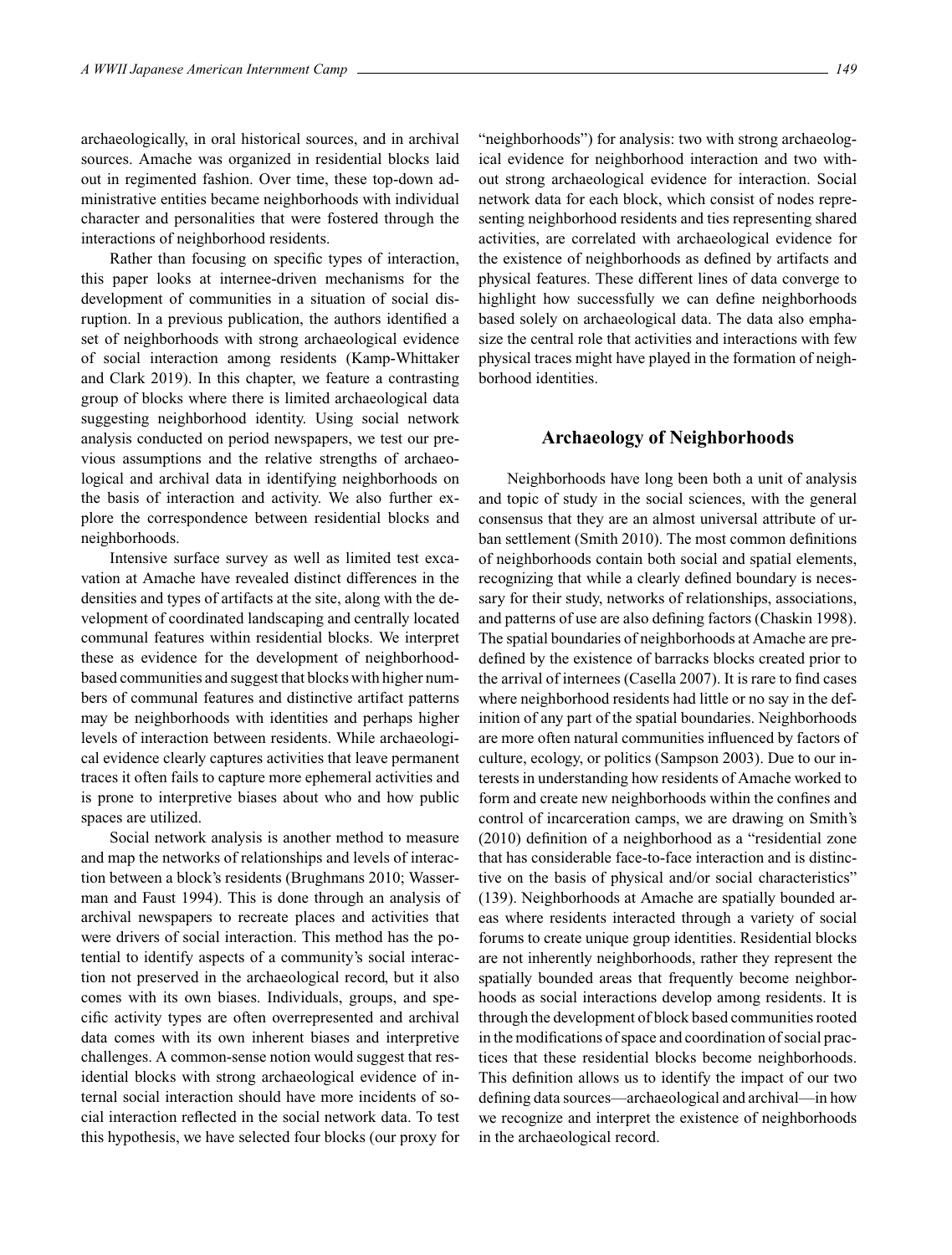archaeologically, in oral historical sources, and in archival sources. Amache was organized in residential blocks laid out in regimented fashion. Over time, these top-down administrative entities became neighborhoods with individual character and personalities that were fostered through the interactions of neighborhood residents.

Rather than focusing on specific types of interaction, this paper looks at internee-driven mechanisms for the development of communities in a situation of social disruption. In a previous publication, the authors identified a set of neighborhoods with strong archaeological evidence of social interaction among residents (Kamp-Whittaker and Clark 2019). In this chapter, we feature a contrasting group of blocks where there is limited archaeological data suggesting neighborhood identity. Using social network analysis conducted on period newspapers, we test our previous assumptions and the relative strengths of archaeological and archival data in identifying neighborhoods on the basis of interaction and activity. We also further explore the correspondence between residential blocks and neighborhoods.

Intensive surface survey as well as limited test excavation at Amache have revealed distinct differences in the densities and types of artifacts at the site, along with the development of coordinated landscaping and centrally located communal features within residential blocks. We interpret these as evidence for the development of neighborhood-based communities and suggest that blocks with higher numbers of communal features and distinctive artifact patterns may be neighborhoods with identities and perhaps higher levels of interaction between residents. While archaeological evidence clearly captures activities that leave permanent traces it often fails to capture more ephemeral activities and is prone to interpretive biases about who and how public spaces are utilized.

Social network analysis is another method to measure and map the networks of relationships and levels of interaction between a block's residents (Brughmans 2010; Wasserman and Faust 1994). This is done through an analysis of archival newspapers to recreate places and activities that were drivers of social interaction. This method has the potential to identify aspects of a community's social interaction not preserved in the archaeological record, but it also comes with its own biases. Individuals, groups, and specific activity types are often overrepresented and archival data comes with its own inherent biases and interpretive challenges. A common-sense notion would suggest that residential blocks with strong archaeological evidence of internal social interaction should have more incidents of social interaction reflected in the social network data. To test this hypothesis, we have selected four blocks (our proxy for "neighborhoods") for analysis: two with strong archaeological evidence for neighborhood interaction and two without strong archaeological evidence for interaction. Social network data for each block, which consist of nodes representing neighborhood residents and ties representing shared activities, are correlated with archaeological evidence for the existence of neighborhoods as defined by artifacts and physical features. These different lines of data converge to highlight how successfully we can define neighborhoods based solely on archaeological data. The data also emphasize the central role that activities and interactions with few physical traces might have played in the formation of neighborhood identities.

## Archaeology of Neighborhoods

Neighborhoods have long been both a unit of analysis and topic of study in the social sciences, with the general consensus that they are an almost universal attribute of urban settlement (Smith 2010). The most common definitions of neighborhoods contain both social and spatial elements, recognizing that while a clearly defined boundary is necessary for their study, networks of relationships, associations, and patterns of use are also defining factors (Chaskin 1998). The spatial boundaries of neighborhoods at Amache are predefined by the existence of barracks blocks created prior to the arrival of internees (Casella 2007). It is rare to find cases where neighborhood residents had little or no say in the definition of any part of the spatial boundaries. Neighborhoods are more often natural communities influenced by factors of culture, ecology, or politics (Sampson 2003). Due to our interests in understanding how residents of Amache worked to form and create new neighborhoods within the confines and control of incarceration camps, we are drawing on Smith's (2010) definition of a neighborhood as a "residential zone that has considerable face-to-face interaction and is distinctive on the basis of physical and/or social characteristics" (139). Neighborhoods at Amache are spatially bounded areas where residents interacted through a variety of social forums to create unique group identities. Residential blocks are not inherently neighborhoods, rather they represent the spatially bounded areas that frequently become neighborhoods as social interactions develop among residents. It is through the development of block based communities rooted in the modifications of space and coordination of social practices that these residential blocks become neighborhoods. This definition allows us to identify the impact of our two defining data sources—archaeological and archival—in how we recognize and interpret the existence of neighborhoods in the archaeological record.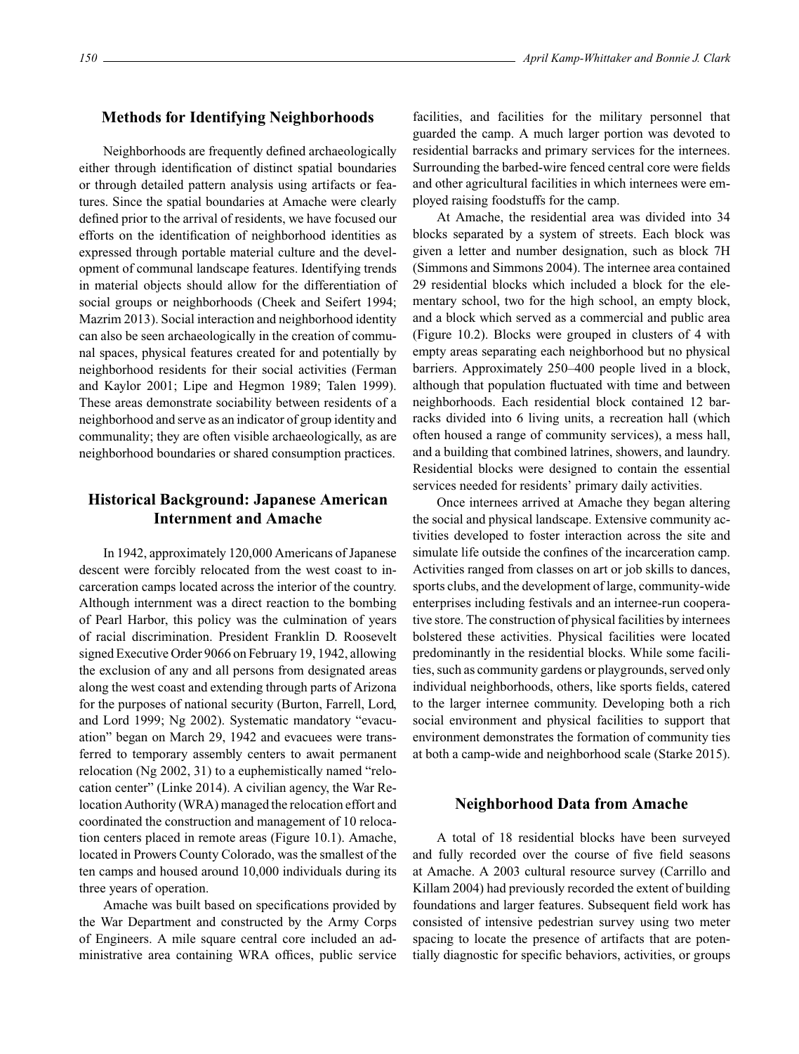## Methods for Identifying Neighborhoods

Neighborhoods are frequently defined archaeologically either through identification of distinct spatial boundaries or through detailed pattern analysis using artifacts or features. Since the spatial boundaries at Amache were clearly defined prior to the arrival of residents, we have focused our efforts on the identification of neighborhood identities as expressed through portable material culture and the development of communal landscape features. Identifying trends in material objects should allow for the differentiation of social groups or neighborhoods (Cheek and Seifert 1994; Mazrim 2013). Social interaction and neighborhood identity can also be seen archaeologically in the creation of communal spaces, physical features created for and potentially by neighborhood residents for their social activities (Ferman and Kaylor 2001; Lipe and Hegmon 1989; Talen 1999). These areas demonstrate sociability between residents of a neighborhood and serve as an indicator of group identity and communality; they are often visible archaeologically, as are neighborhood boundaries or shared consumption practices.

## Historical Background: Japanese American Internment and Amache

In 1942, approximately 120,000 Americans of Japanese descent were forcibly relocated from the west coast to incarceration camps located across the interior of the country. Although internment was a direct reaction to the bombing of Pearl Harbor, this policy was the culmination of years of racial discrimination. President Franklin D. Roosevelt signed Executive Order 9066 on February 19, 1942, allowing the exclusion of any and all persons from designated areas along the west coast and extending through parts of Arizona for the purposes of national security (Burton, Farrell, Lord, and Lord 1999; Ng 2002). Systematic mandatory "evacuation" began on March 29, 1942 and evacuees were transferred to temporary assembly centers to await permanent relocation (Ng 2002, 31) to a euphemistically named "relocation center" (Linke 2014). A civilian agency, the War Relocation Authority (WRA) managed the relocation effort and coordinated the construction and management of 10 relocation centers placed in remote areas (Figure 10.1). Amache, located in Prowers County Colorado, was the smallest of the ten camps and housed around 10,000 individuals during its three years of operation.

Amache was built based on specifications provided by the War Department and constructed by the Army Corps of Engineers. A mile square central core included an administrative area containing WRA offices, public service facilities, and facilities for the military personnel that guarded the camp. A much larger portion was devoted to residential barracks and primary services for the internees. Surrounding the barbed-wire fenced central core were fields and other agricultural facilities in which internees were employed raising foodstuffs for the camp.

At Amache, the residential area was divided into 34 blocks separated by a system of streets. Each block was given a letter and number designation, such as block 7H (Simmons and Simmons 2004). The internee area contained 29 residential blocks which included a block for the elementary school, two for the high school, an empty block, and a block which served as a commercial and public area (Figure 10.2). Blocks were grouped in clusters of 4 with empty areas separating each neighborhood but no physical barriers. Approximately 250–400 people lived in a block, although that population fluctuated with time and between neighborhoods. Each residential block contained 12 barracks divided into 6 living units, a recreation hall (which often housed a range of community services), a mess hall, and a building that combined latrines, showers, and laundry. Residential blocks were designed to contain the essential services needed for residents' primary daily activities.

Once internees arrived at Amache they began altering the social and physical landscape. Extensive community activities developed to foster interaction across the site and simulate life outside the confines of the incarceration camp. Activities ranged from classes on art or job skills to dances, sports clubs, and the development of large, community-wide enterprises including festivals and an internee-run cooperative store. The construction of physical facilities by internees bolstered these activities. Physical facilities were located predominantly in the residential blocks. While some facilities, such as community gardens or playgrounds, served only individual neighborhoods, others, like sports fields, catered to the larger internee community. Developing both a rich social environment and physical facilities to support that environment demonstrates the formation of community ties at both a camp-wide and neighborhood scale (Starke 2015).

## Neighborhood Data from Amache

A total of 18 residential blocks have been surveyed and fully recorded over the course of five field seasons at Amache. A 2003 cultural resource survey (Carrillo and Killam 2004) had previously recorded the extent of building foundations and larger features. Subsequent field work has consisted of intensive pedestrian survey using two meter spacing to locate the presence of artifacts that are potentially diagnostic for specific behaviors, activities, or groups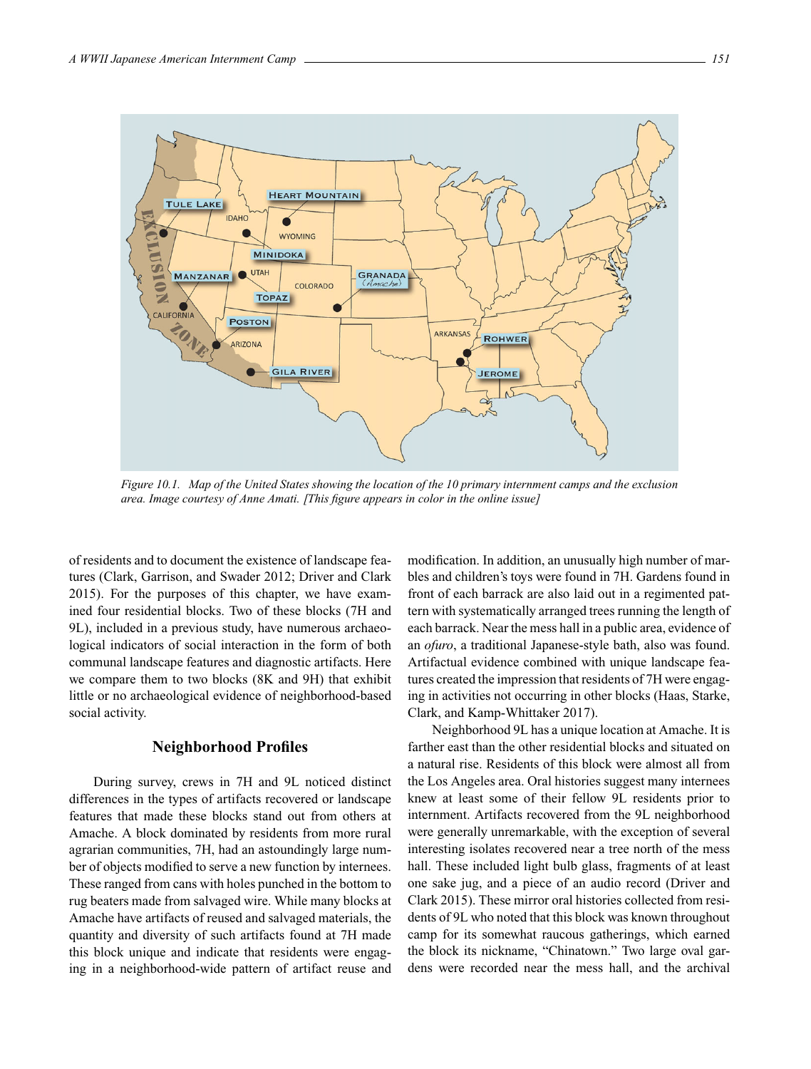*Figure 10.1. Map of the United States showing the location of the 10 primary internment camps and the exclusion area. Image courtesy of Anne Amati. [This figure appears in color in the online issue]*

of residents and to document the existence of landscape features (Clark, Garrison, and Swader 2012; Driver and Clark 2015). For the purposes of this chapter, we have examined four residential blocks. Two of these blocks (7H and 9L), included in a previous study, have numerous archaeological indicators of social interaction in the form of both communal landscape features and diagnostic artifacts. Here we compare them to two blocks (8K and 9H) that exhibit little or no archaeological evidence of neighborhood-based social activity.

## Neighborhood Profiles

During survey, crews in 7H and 9L noticed distinct differences in the types of artifacts recovered or landscape features that made these blocks stand out from others at Amache. A block dominated by residents from more rural agrarian communities, 7H, had an astoundingly large number of objects modified to serve a new function by internees. These ranged from cans with holes punched in the bottom to rug beaters made from salvaged wire. While many blocks at Amache have artifacts of reused and salvaged materials, the quantity and diversity of such artifacts found at 7H made this block unique and indicate that residents were engaging in a neighborhood-wide pattern of artifact reuse and modification. In addition, an unusually high number of marbles and children's toys were found in 7H. Gardens found in front of each barrack are also laid out in a regimented pattern with systematically arranged trees running the length of each barrack. Near the mess hall in a public area, evidence of an *ofuro*, a traditional Japanese-style bath, also was found. Artifactual evidence combined with unique landscape features created the impression that residents of 7H were engaging in activities not occurring in other blocks (Haas, Starke, Clark, and Kamp-Whittaker 2017).

Neighborhood 9L has a unique location at Amache. It is farther east than the other residential blocks and situated on a natural rise. Residents of this block were almost all from the Los Angeles area. Oral histories suggest many internees knew at least some of their fellow 9L residents prior to internment. Artifacts recovered from the 9L neighborhood were generally unremarkable, with the exception of several interesting isolates recovered near a tree north of the mess hall. These included light bulb glass, fragments of at least one sake jug, and a piece of an audio record (Driver and Clark 2015). These mirror oral histories collected from residents of 9L who noted that this block was known throughout camp for its somewhat raucous gatherings, which earned the block its nickname, "Chinatown." Two large oval gardens were recorded near the mess hall, and the archival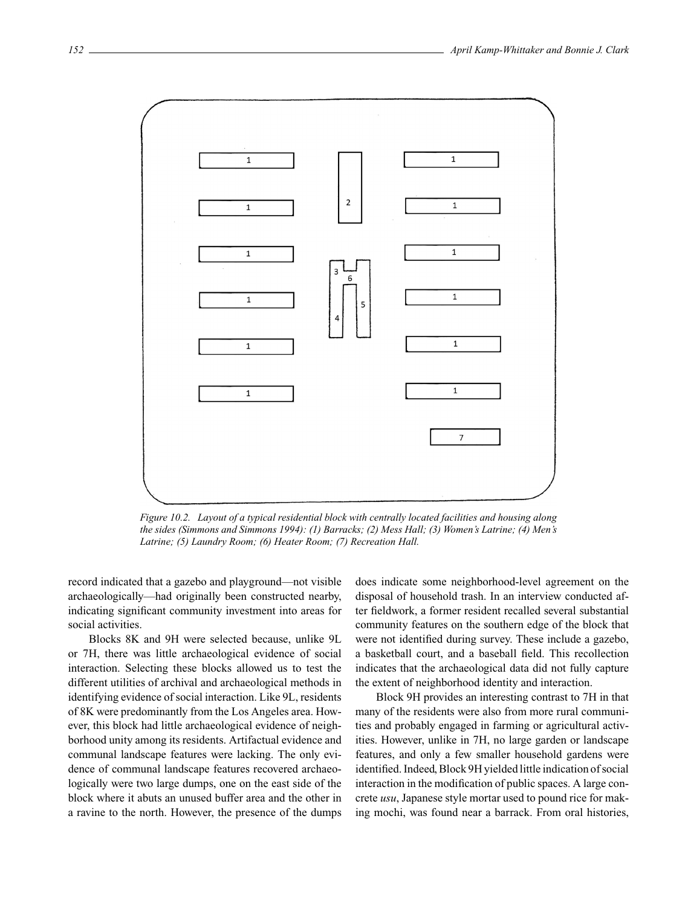*Figure 10.2. Layout of a typical residential block with centrally located facilities and housing along the sides (Simmons and Simmons 1994): (1) Barracks; (2) Mess Hall; (3) Women's Latrine; (4) Men's Latrine; (5) Laundry Room; (6) Heater Room; (7) Recreation Hall.*

record indicated that a gazebo and playground—not visible archaeologically—had originally been constructed nearby, indicating significant community investment into areas for social activities.

Blocks 8K and 9H were selected because, unlike 9L or 7H, there was little archaeological evidence of social interaction. Selecting these blocks allowed us to test the different utilities of archival and archaeological methods in identifying evidence of social interaction. Like 9L, residents of 8K were predominantly from the Los Angeles area. However, this block had little archaeological evidence of neighborhood unity among its residents. Artifactual evidence and communal landscape features were lacking. The only evidence of communal landscape features recovered archaeologically were two large dumps, one on the east side of the block where it abuts an unused buffer area and the other in a ravine to the north. However, the presence of the dumps does indicate some neighborhood-level agreement on the disposal of household trash. In an interview conducted after fieldwork, a former resident recalled several substantial community features on the southern edge of the block that were not identified during survey. These include a gazebo, a basketball court, and a baseball field. This recollection indicates that the archaeological data did not fully capture the extent of neighborhood identity and interaction.

Block 9H provides an interesting contrast to 7H in that many of the residents were also from more rural communities and probably engaged in farming or agricultural activities. However, unlike in 7H, no large garden or landscape features, and only a few smaller household gardens were identified. Indeed, Block 9H yielded little indication of social interaction in the modification of public spaces. A large concrete *usu*, Japanese style mortar used to pound rice for making mochi, was found near a barrack. From oral histories,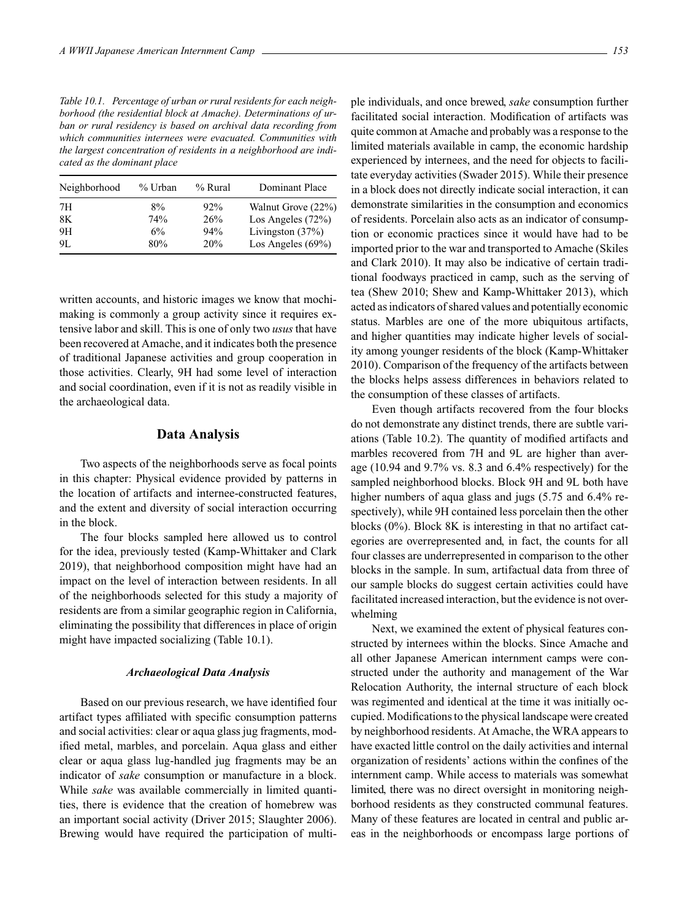*Table 10.1. Percentage of urban or rural residents for each neighborhood (the residential block at Amache). Determinations of urban or rural residency is based on archival data recording from which communities internees were evacuated. Communities with the largest concentration of residents in a neighborhood are indicated as the dominant place*

| Neighborhood | % Urban | % Rural | Dominant Place |
|---|---|---|---|
| 7H | 8% | 92% | Walnut Grove (22%) |
| 8K | 74% | 26% | Los Angeles (72%) |
| 9H | 6% | 94% | Livingston (37%) |
| 9L | 80% | 20% | Los Angeles (69%) |

written accounts, and historic images we know that mochi-making is commonly a group activity since it requires extensive labor and skill. This is one of only two *usus* that have been recovered at Amache, and it indicates both the presence of traditional Japanese activities and group cooperation in those activities. Clearly, 9H had some level of interaction and social coordination, even if it is not as readily visible in the archaeological data.

## Data Analysis

Two aspects of the neighborhoods serve as focal points in this chapter: Physical evidence provided by patterns in the location of artifacts and internee-constructed features, and the extent and diversity of social interaction occurring in the block.

The four blocks sampled here allowed us to control for the idea, previously tested (Kamp-Whittaker and Clark 2019), that neighborhood composition might have had an impact on the level of interaction between residents. In all of the neighborhoods selected for this study a majority of residents are from a similar geographic region in California, eliminating the possibility that differences in place of origin might have impacted socializing (Table 10.1).

### *Archaeological Data Analysis*

Based on our previous research, we have identified four artifact types affiliated with specific consumption patterns and social activities: clear or aqua glass jug fragments, modified metal, marbles, and porcelain. Aqua glass and either clear or aqua glass lug-handled jug fragments may be an indicator of *sake* consumption or manufacture in a block. While *sake* was available commercially in limited quantities, there is evidence that the creation of homebrew was an important social activity (Driver 2015; Slaughter 2006). Brewing would have required the participation of multiple individuals, and once brewed, *sake* consumption further facilitated social interaction. Modification of artifacts was quite common at Amache and probably was a response to the limited materials available in camp, the economic hardship experienced by internees, and the need for objects to facilitate everyday activities (Swader 2015). While their presence in a block does not directly indicate social interaction, it can demonstrate similarities in the consumption and economics of residents. Porcelain also acts as an indicator of consumption or economic practices since it would have had to be imported prior to the war and transported to Amache (Skiles and Clark 2010). It may also be indicative of certain traditional foodways practiced in camp, such as the serving of tea (Shew 2010; Shew and Kamp-Whittaker 2013), which acted as indicators of shared values and potentially economic status. Marbles are one of the more ubiquitous artifacts, and higher quantities may indicate higher levels of sociality among younger residents of the block (Kamp-Whittaker 2010). Comparison of the frequency of the artifacts between the blocks helps assess differences in behaviors related to the consumption of these classes of artifacts.

Even though artifacts recovered from the four blocks do not demonstrate any distinct trends, there are subtle variations (Table 10.2). The quantity of modified artifacts and marbles recovered from 7H and 9L are higher than average (10.94 and 9.7% vs. 8.3 and 6.4% respectively) for the sampled neighborhood blocks. Block 9H and 9L both have higher numbers of aqua glass and jugs (5.75 and 6.4% respectively), while 9H contained less porcelain then the other blocks (0%). Block 8K is interesting in that no artifact categories are overrepresented and, in fact, the counts for all four classes are underrepresented in comparison to the other blocks in the sample. In sum, artifactual data from three of our sample blocks do suggest certain activities could have facilitated increased interaction, but the evidence is not overwhelming

Next, we examined the extent of physical features constructed by internees within the blocks. Since Amache and all other Japanese American internment camps were constructed under the authority and management of the War Relocation Authority, the internal structure of each block was regimented and identical at the time it was initially occupied. Modifications to the physical landscape were created by neighborhood residents. At Amache, the WRA appears to have exacted little control on the daily activities and internal organization of residents' actions within the confines of the internment camp. While access to materials was somewhat limited, there was no direct oversight in monitoring neighborhood residents as they constructed communal features. Many of these features are located in central and public areas in the neighborhoods or encompass large portions of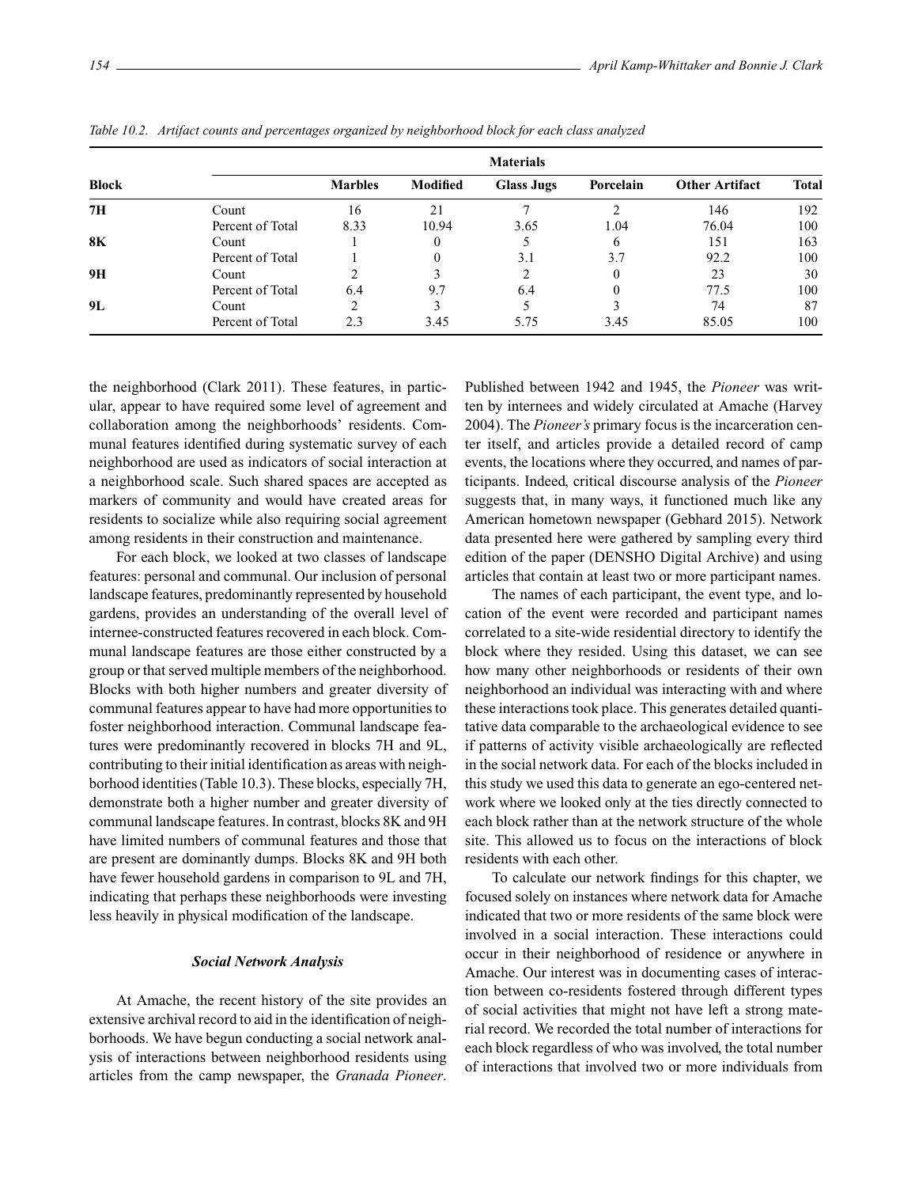*Table 10.2. Artifact counts and percentages organized by neighborhood block for each class analyzed*

| Block | | Materials | | | | | |
|---|---|---|---|---|---|---|---|
| | | **Marbles** | **Modified** | **Glass Jugs** | **Porcelain** | **Other Artifact** | **Total** |
| **7H** | Count | 16 | 21 | 7 | 2 | 146 | 192 |
| | Percent of Total | 8.33 | 10.94 | 3.65 | 1.04 | 76.04 | 100 |
| **8K** | Count | 1 | 0 | 5 | 6 | 151 | 163 |
| | Percent of Total | 1 | 0 | 3.1 | 3.7 | 92.2 | 100 |
| **9H** | Count | 2 | 3 | 2 | 0 | 23 | 30 |
| | Percent of Total | 6.4 | 9.7 | 6.4 | 0 | 77.5 | 100 |
| **9L** | Count | 2 | 3 | 5 | 3 | 74 | 87 |
| | Percent of Total | 2.3 | 3.45 | 5.75 | 3.45 | 85.05 | 100 |

the neighborhood (Clark 2011). These features, in particular, appear to have required some level of agreement and collaboration among the neighborhoods' residents. Communal features identified during systematic survey of each neighborhood are used as indicators of social interaction at a neighborhood scale. Such shared spaces are accepted as markers of community and would have created areas for residents to socialize while also requiring social agreement among residents in their construction and maintenance.

For each block, we looked at two classes of landscape features: personal and communal. Our inclusion of personal landscape features, predominantly represented by household gardens, provides an understanding of the overall level of internee-constructed features recovered in each block. Communal landscape features are those either constructed by a group or that served multiple members of the neighborhood. Blocks with both higher numbers and greater diversity of communal features appear to have had more opportunities to foster neighborhood interaction. Communal landscape features were predominantly recovered in blocks 7H and 9L, contributing to their initial identification as areas with neighborhood identities (Table 10.3). These blocks, especially 7H, demonstrate both a higher number and greater diversity of communal landscape features. In contrast, blocks 8K and 9H have limited numbers of communal features and those that are present are dominantly dumps. Blocks 8K and 9H both have fewer household gardens in comparison to 9L and 7H, indicating that perhaps these neighborhoods were investing less heavily in physical modification of the landscape.

### *Social Network Analysis*

At Amache, the recent history of the site provides an extensive archival record to aid in the identification of neighborhoods. We have begun conducting a social network analysis of interactions between neighborhood residents using articles from the camp newspaper, the *Granada Pioneer*. Published between 1942 and 1945, the *Pioneer* was written by internees and widely circulated at Amache (Harvey 2004). The *Pioneer's* primary focus is the incarceration center itself, and articles provide a detailed record of camp events, the locations where they occurred, and names of participants. Indeed, critical discourse analysis of the *Pioneer* suggests that, in many ways, it functioned much like any American hometown newspaper (Gebhard 2015). Network data presented here were gathered by sampling every third edition of the paper (DENSHO Digital Archive) and using articles that contain at least two or more participant names.

The names of each participant, the event type, and location of the event were recorded and participant names correlated to a site-wide residential directory to identify the block where they resided. Using this dataset, we can see how many other neighborhoods or residents of their own neighborhood an individual was interacting with and where these interactions took place. This generates detailed quantitative data comparable to the archaeological evidence to see if patterns of activity visible archaeologically are reflected in the social network data. For each of the blocks included in this study we used this data to generate an ego-centered network where we looked only at the ties directly connected to each block rather than at the network structure of the whole site. This allowed us to focus on the interactions of block residents with each other.

To calculate our network findings for this chapter, we focused solely on instances where network data for Amache indicated that two or more residents of the same block were involved in a social interaction. These interactions could occur in their neighborhood of residence or anywhere in Amache. Our interest was in documenting cases of interaction between co-residents fostered through different types of social activities that might not have left a strong material record. We recorded the total number of interactions for each block regardless of who was involved, the total number of interactions that involved two or more individuals from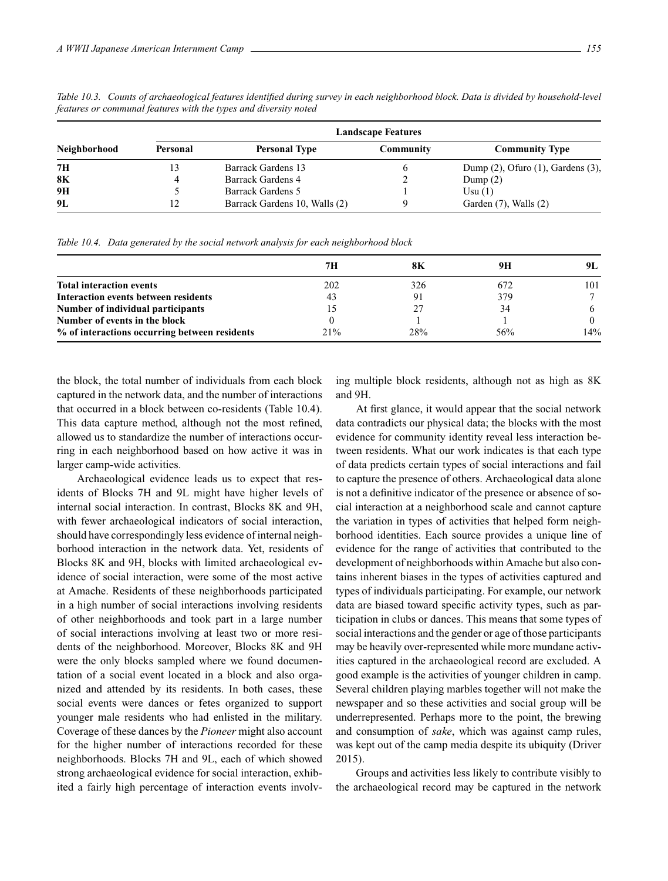*Table 10.3. Counts of archaeological features identified during survey in each neighborhood block. Data is divided by household-level features or communal features with the types and diversity noted*

| Neighborhood | Landscape Features | | | |
|---|---|---|---|---|
| | **Personal** | **Personal Type** | **Community** | **Community Type** |
| **7H** | 13 | Barrack Gardens 13 | 6 | Dump (2), Ofuro (1), Gardens (3), |
| **8K** | 4 | Barrack Gardens 4 | 2 | Dump (2) |
| **9H** | 5 | Barrack Gardens 5 | 1 | Usu (1) |
| **9L** | 12 | Barrack Gardens 10, Walls (2) | 9 | Garden (7), Walls (2) |

*Table 10.4. Data generated by the social network analysis for each neighborhood block*

| | 7H | 8K | 9H | 9L |
|---|---|---|---|---|
| **Total interaction events** | 202 | 326 | 672 | 101 |
| **Interaction events between residents** | 43 | 91 | 379 | 7 |
| **Number of individual participants** | 15 | 27 | 34 | 6 |
| **Number of events in the block** | 0 | 1 | 1 | 0 |
| **% of interactions occurring between residents** | 21% | 28% | 56% | 14% |

the block, the total number of individuals from each block captured in the network data, and the number of interactions that occurred in a block between co-residents (Table 10.4). This data capture method, although not the most refined, allowed us to standardize the number of interactions occurring in each neighborhood based on how active it was in larger camp-wide activities.

Archaeological evidence leads us to expect that residents of Blocks 7H and 9L might have higher levels of internal social interaction. In contrast, Blocks 8K and 9H, with fewer archaeological indicators of social interaction, should have correspondingly less evidence of internal neighborhood interaction in the network data. Yet, residents of Blocks 8K and 9H, blocks with limited archaeological evidence of social interaction, were some of the most active at Amache. Residents of these neighborhoods participated in a high number of social interactions involving residents of other neighborhoods and took part in a large number of social interactions involving at least two or more residents of the neighborhood. Moreover, Blocks 8K and 9H were the only blocks sampled where we found documentation of a social event located in a block and also organized and attended by its residents. In both cases, these social events were dances or fetes organized to support younger male residents who had enlisted in the military. Coverage of these dances by the *Pioneer* might also account for the higher number of interactions recorded for these neighborhoods. Blocks 7H and 9L, each of which showed strong archaeological evidence for social interaction, exhibited a fairly high percentage of interaction events involving multiple block residents, although not as high as 8K and 9H.

At first glance, it would appear that the social network data contradicts our physical data; the blocks with the most evidence for community identity reveal less interaction between residents. What our work indicates is that each type of data predicts certain types of social interactions and fail to capture the presence of others. Archaeological data alone is not a definitive indicator of the presence or absence of social interaction at a neighborhood scale and cannot capture the variation in types of activities that helped form neighborhood identities. Each source provides a unique line of evidence for the range of activities that contributed to the development of neighborhoods within Amache but also contains inherent biases in the types of activities captured and types of individuals participating. For example, our network data are biased toward specific activity types, such as participation in clubs or dances. This means that some types of social interactions and the gender or age of those participants may be heavily over-represented while more mundane activities captured in the archaeological record are excluded. A good example is the activities of younger children in camp. Several children playing marbles together will not make the newspaper and so these activities and social group will be underrepresented. Perhaps more to the point, the brewing and consumption of *sake*, which was against camp rules, was kept out of the camp media despite its ubiquity (Driver 2015).

Groups and activities less likely to contribute visibly to the archaeological record may be captured in the network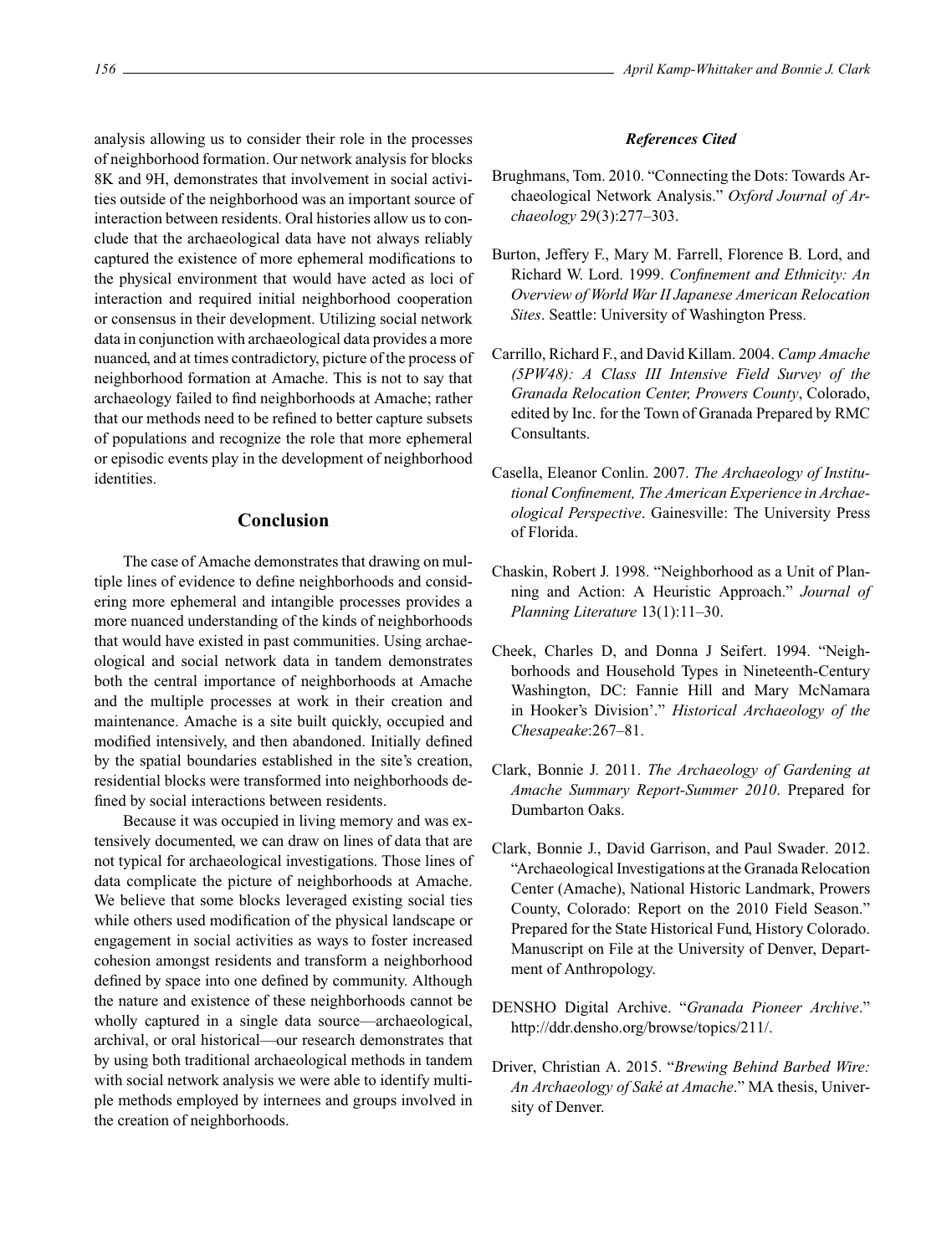analysis allowing us to consider their role in the processes of neighborhood formation. Our network analysis for blocks 8K and 9H, demonstrates that involvement in social activities outside of the neighborhood was an important source of interaction between residents. Oral histories allow us to conclude that the archaeological data have not always reliably captured the existence of more ephemeral modifications to the physical environment that would have acted as loci of interaction and required initial neighborhood cooperation or consensus in their development. Utilizing social network data in conjunction with archaeological data provides a more nuanced, and at times contradictory, picture of the process of neighborhood formation at Amache. This is not to say that archaeology failed to find neighborhoods at Amache; rather that our methods need to be refined to better capture subsets of populations and recognize the role that more ephemeral or episodic events play in the development of neighborhood identities.

## Conclusion

The case of Amache demonstrates that drawing on multiple lines of evidence to define neighborhoods and considering more ephemeral and intangible processes provides a more nuanced understanding of the kinds of neighborhoods that would have existed in past communities. Using archaeological and social network data in tandem demonstrates both the central importance of neighborhoods at Amache and the multiple processes at work in their creation and maintenance. Amache is a site built quickly, occupied and modified intensively, and then abandoned. Initially defined by the spatial boundaries established in the site's creation, residential blocks were transformed into neighborhoods defined by social interactions between residents.

Because it was occupied in living memory and was extensively documented, we can draw on lines of data that are not typical for archaeological investigations. Those lines of data complicate the picture of neighborhoods at Amache. We believe that some blocks leveraged existing social ties while others used modification of the physical landscape or engagement in social activities as ways to foster increased cohesion amongst residents and transform a neighborhood defined by space into one defined by community. Although the nature and existence of these neighborhoods cannot be wholly captured in a single data source—archaeological, archival, or oral historical—our research demonstrates that by using both traditional archaeological methods in tandem with social network analysis we were able to identify multiple methods employed by internees and groups involved in the creation of neighborhoods.

### *References Cited*

Brughmans, Tom. 2010. "Connecting the Dots: Towards Archaeological Network Analysis." *Oxford Journal of Archaeology* 29(3):277–303.

Burton, Jeffery F., Mary M. Farrell, Florence B. Lord, and Richard W. Lord. 1999. *Confinement and Ethnicity: An Overview of World War II Japanese American Relocation Sites*. Seattle: University of Washington Press.

Carrillo, Richard F., and David Killam. 2004. *Camp Amache (5PW48): A Class III Intensive Field Survey of the Granada Relocation Center, Prowers County*, Colorado, edited by Inc. for the Town of Granada Prepared by RMC Consultants.

Casella, Eleanor Conlin. 2007. *The Archaeology of Institutional Confinement, The American Experience in Archaeological Perspective*. Gainesville: The University Press of Florida.

Chaskin, Robert J. 1998. "Neighborhood as a Unit of Planning and Action: A Heuristic Approach." *Journal of Planning Literature* 13(1):11–30.

Cheek, Charles D, and Donna J Seifert. 1994. "Neighborhoods and Household Types in Nineteenth-Century Washington, DC: Fannie Hill and Mary McNamara in Hooker's Division'." *Historical Archaeology of the Chesapeake*:267–81.

Clark, Bonnie J. 2011. *The Archaeology of Gardening at Amache Summary Report-Summer 2010*. Prepared for Dumbarton Oaks.

Clark, Bonnie J., David Garrison, and Paul Swader. 2012. "Archaeological Investigations at the Granada Relocation Center (Amache), National Historic Landmark, Prowers County, Colorado: Report on the 2010 Field Season." Prepared for the State Historical Fund, History Colorado. Manuscript on File at the University of Denver, Department of Anthropology.

DENSHO Digital Archive. "*Granada Pioneer Archive*." http://ddr.densho.org/browse/topics/211/.

Driver, Christian A. 2015. "*Brewing Behind Barbed Wire: An Archaeology of Saké at Amache*." MA thesis, University of Denver.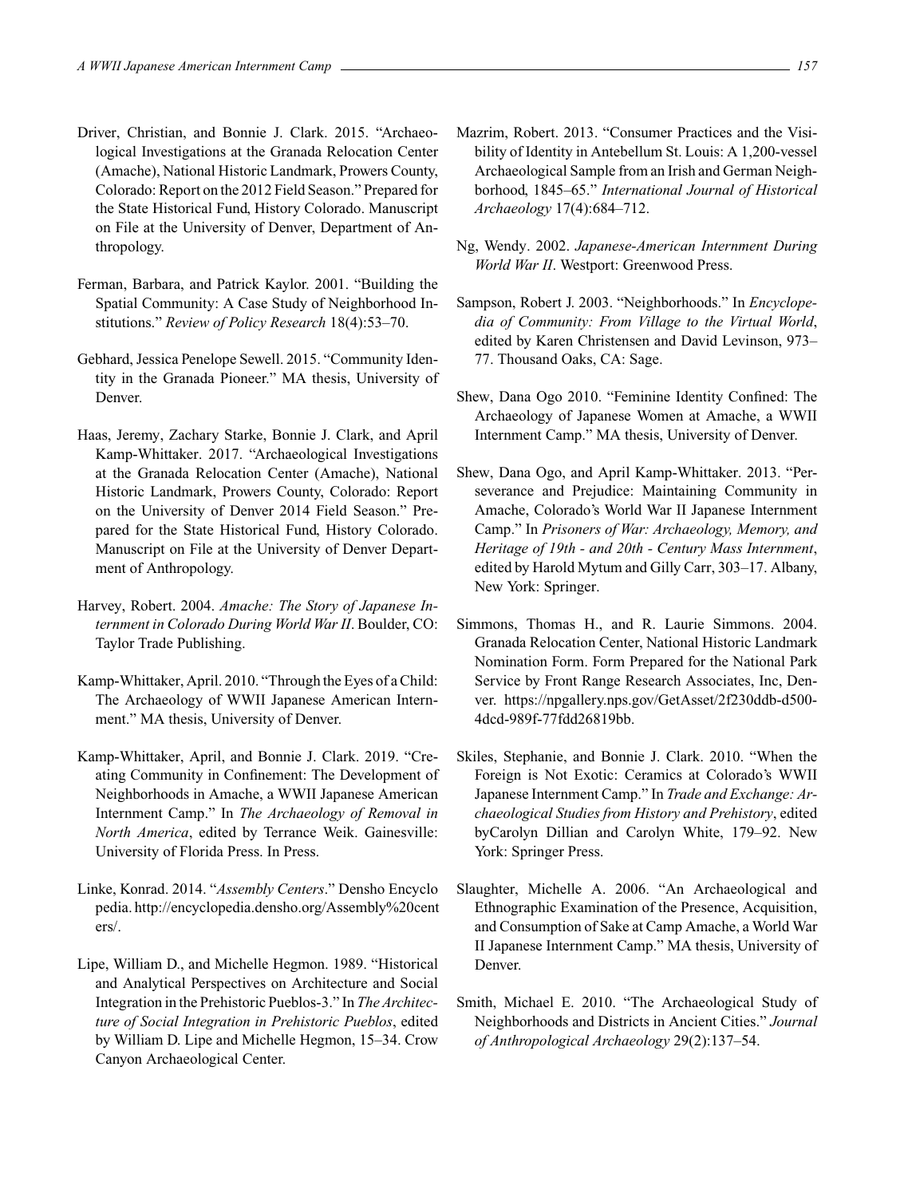Driver, Christian, and Bonnie J. Clark. 2015. "Archaeological Investigations at the Granada Relocation Center (Amache), National Historic Landmark, Prowers County, Colorado: Report on the 2012 Field Season." Prepared for the State Historical Fund, History Colorado. Manuscript on File at the University of Denver, Department of Anthropology.

Ferman, Barbara, and Patrick Kaylor. 2001. "Building the Spatial Community: A Case Study of Neighborhood Institutions." *Review of Policy Research* 18(4):53–70.

Gebhard, Jessica Penelope Sewell. 2015. "Community Identity in the Granada Pioneer." MA thesis, University of Denver.

Haas, Jeremy, Zachary Starke, Bonnie J. Clark, and April Kamp-Whittaker. 2017. "Archaeological Investigations at the Granada Relocation Center (Amache), National Historic Landmark, Prowers County, Colorado: Report on the University of Denver 2014 Field Season." Prepared for the State Historical Fund, History Colorado. Manuscript on File at the University of Denver Department of Anthropology.

Harvey, Robert. 2004. *Amache: The Story of Japanese Internment in Colorado During World War II*. Boulder, CO: Taylor Trade Publishing.

Kamp-Whittaker, April. 2010. "Through the Eyes of a Child: The Archaeology of WWII Japanese American Internment." MA thesis, University of Denver.

Kamp-Whittaker, April, and Bonnie J. Clark. 2019. "Creating Community in Confinement: The Development of Neighborhoods in Amache, a WWII Japanese American Internment Camp." In *The Archaeology of Removal in North America*, edited by Terrance Weik. Gainesville: University of Florida Press. In Press.

Linke, Konrad. 2014. "*Assembly Centers*." Densho Encyclopedia. http://encyclopedia.densho.org/Assembly%20centers/.

Lipe, William D., and Michelle Hegmon. 1989. "Historical and Analytical Perspectives on Architecture and Social Integration in the Prehistoric Pueblos-3." In *The Architecture of Social Integration in Prehistoric Pueblos*, edited by William D. Lipe and Michelle Hegmon, 15–34. Crow Canyon Archaeological Center.

Mazrim, Robert. 2013. "Consumer Practices and the Visibility of Identity in Antebellum St. Louis: A 1,200-vessel Archaeological Sample from an Irish and German Neighborhood, 1845–65." *International Journal of Historical Archaeology* 17(4):684–712.

Ng, Wendy. 2002. *Japanese-American Internment During World War II*. Westport: Greenwood Press.

Sampson, Robert J. 2003. "Neighborhoods." In *Encyclopedia of Community: From Village to the Virtual World*, edited by Karen Christensen and David Levinson, 973–77. Thousand Oaks, CA: Sage.

Shew, Dana Ogo 2010. "Feminine Identity Confined: The Archaeology of Japanese Women at Amache, a WWII Internment Camp." MA thesis, University of Denver.

Shew, Dana Ogo, and April Kamp-Whittaker. 2013. "Perseverance and Prejudice: Maintaining Community in Amache, Colorado's World War II Japanese Internment Camp." In *Prisoners of War: Archaeology, Memory, and Heritage of 19th - and 20th - Century Mass Internment*, edited by Harold Mytum and Gilly Carr, 303–17. Albany, New York: Springer.

Simmons, Thomas H., and R. Laurie Simmons. 2004. Granada Relocation Center, National Historic Landmark Nomination Form. Form Prepared for the National Park Service by Front Range Research Associates, Inc, Denver. https://npgallery.nps.gov/GetAsset/2f230ddb-d500-4dcd-989f-77fdd26819bb.

Skiles, Stephanie, and Bonnie J. Clark. 2010. "When the Foreign is Not Exotic: Ceramics at Colorado's WWII Japanese Internment Camp." In *Trade and Exchange: Archaeological Studies from History and Prehistory*, edited byCarolyn Dillian and Carolyn White, 179–92. New York: Springer Press.

Slaughter, Michelle A. 2006. "An Archaeological and Ethnographic Examination of the Presence, Acquisition, and Consumption of Sake at Camp Amache, a World War II Japanese Internment Camp." MA thesis, University of Denver.

Smith, Michael E. 2010. "The Archaeological Study of Neighborhoods and Districts in Ancient Cities." *Journal of Anthropological Archaeology* 29(2):137–54.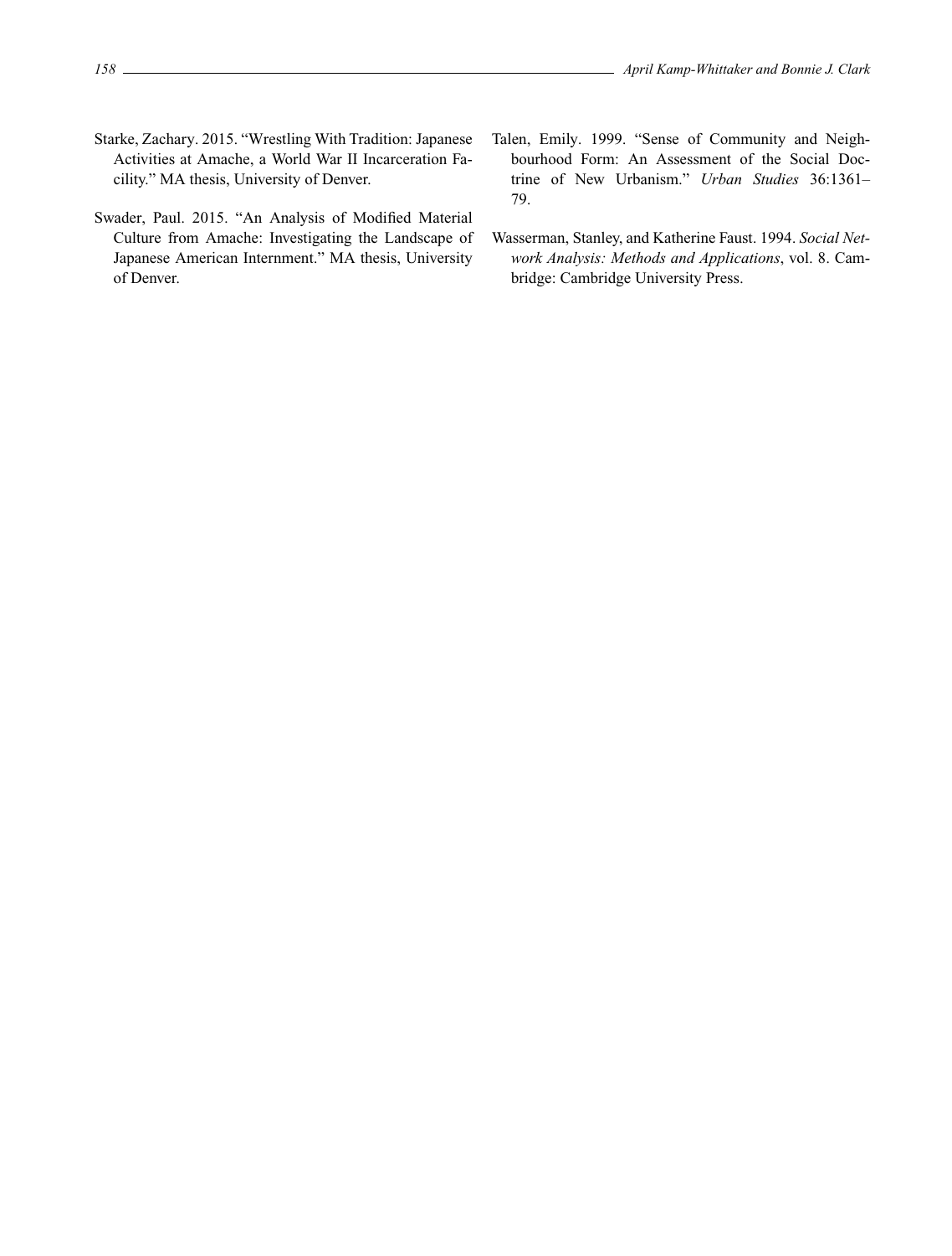Starke, Zachary. 2015. "Wrestling With Tradition: Japanese Activities at Amache, a World War II Incarceration Facility." MA thesis, University of Denver.

Swader, Paul. 2015. "An Analysis of Modified Material Culture from Amache: Investigating the Landscape of Japanese American Internment." MA thesis, University of Denver.

Talen, Emily. 1999. "Sense of Community and Neighbourhood Form: An Assessment of the Social Doctrine of New Urbanism." *Urban Studies* 36:1361–79.

Wasserman, Stanley, and Katherine Faust. 1994. *Social Network Analysis: Methods and Applications*, vol. 8. Cambridge: Cambridge University Press.